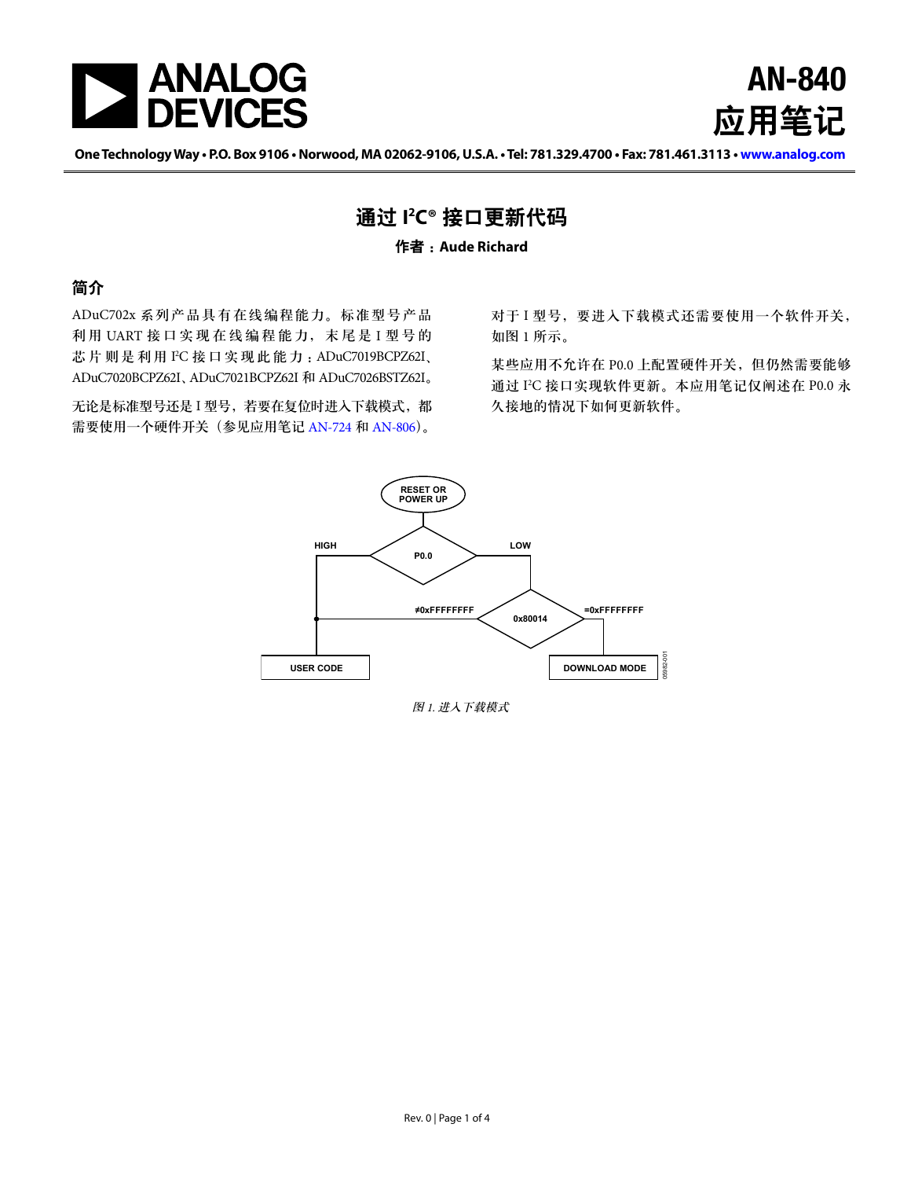# AN-840 应用笔记

One Technology Way • P.O. Box 9106 • Norwood, MA 02062-9106, U.S.A. • Tel: 781.329.4700 • Fax: 781.461.3113 • www.analog.com

## 通过 I²C® 接口更新代码

**作者：Aude Richard**

## 简介

ADuC702x 系列产品具有在线编程能力。标准型号产品利用 UART 接口实现在线编程能力，末尾是 I 型号的芯片则是利用 I²C 接口实现此能力：ADuC7019BCPZ62I、ADuC7020BCPZ62I、ADuC7021BCPZ62I 和 ADuC7026BSTZ62I。

无论是标准型号还是 I 型号，若要在复位时进入下载模式，都需要使用一个硬件开关（参见应用笔记 AN-724 和 AN-806）。

对于 I 型号，要进入下载模式还需要使用一个软件开关，如图 1 所示。

某些应用不允许在 P0.0 上配置硬件开关，但仍然需要能够通过 I²C 接口实现软件更新。本应用笔记仅阐述在 P0.0 永久接地的情况下如何更新软件。

RESET OR POWER UP

P0.0

HIGH

LOW

≠0xFFFFFFFF

0x80014

=0xFFFFFFFF

USER CODE

DOWNLOAD MODE

*图 1. 进入下载模式*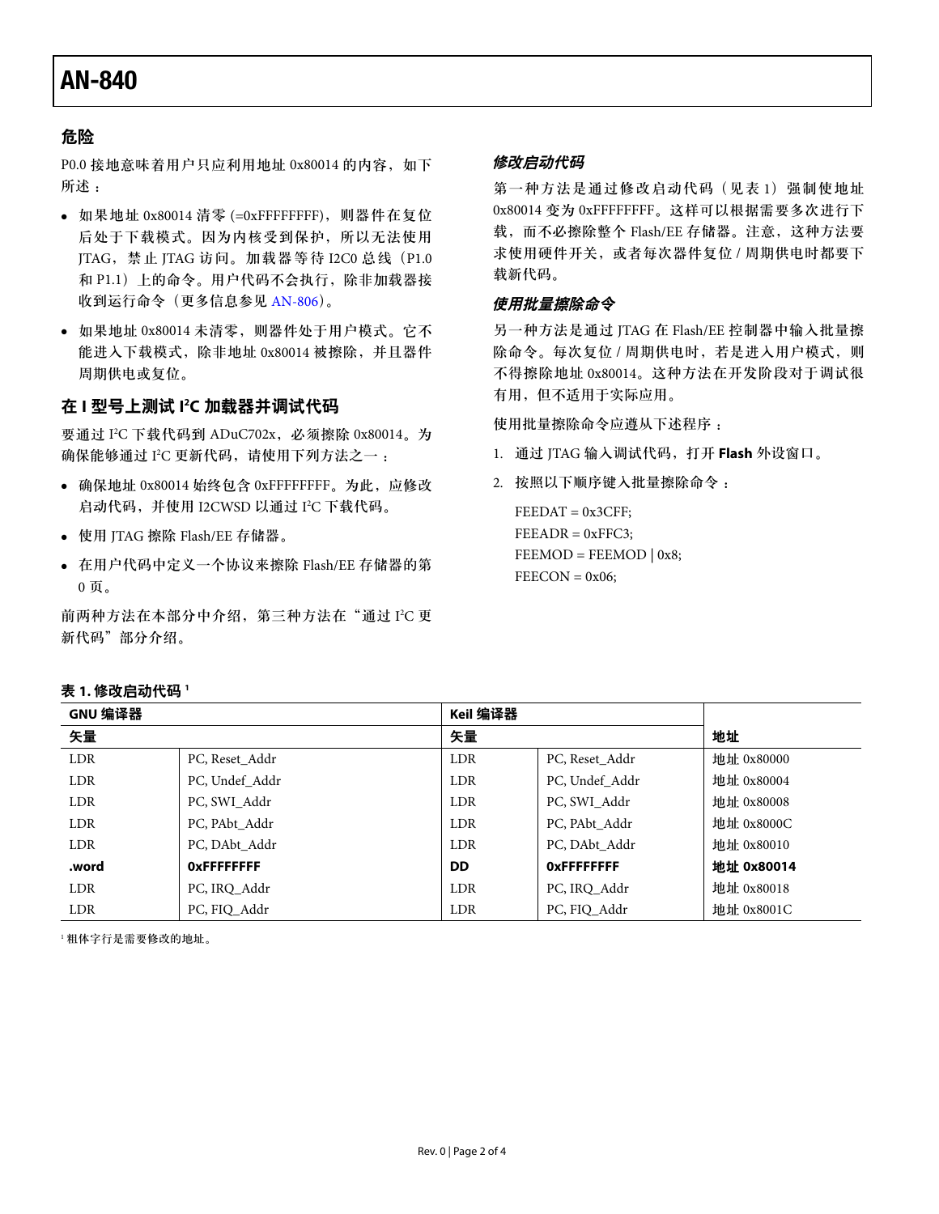## 危险

P0.0 接地意味着用户只应利用地址 0x80014 的内容，如下所述：

- 如果地址 0x80014 清零 (=0xFFFFFFFF)，则器件在复位后处于下载模式。因为内核受到保护，所以无法使用 JTAG，禁止 JTAG 访问。加载器等待 I2C0 总线（P1.0 和 P1.1）上的命令。用户代码不会执行，除非加载器接收到运行命令（更多信息参见 AN-806）。
- 如果地址 0x80014 未清零，则器件处于用户模式。它不能进入下载模式，除非地址 0x80014 被擦除，并且器件周期供电或复位。

## 在 I 型号上测试 I²C 加载器并调试代码

要通过 I²C 下载代码到 ADuC702x，必须擦除 0x80014。为确保能够通过 I²C 更新代码，请使用下列方法之一：

- 确保地址 0x80014 始终包含 0xFFFFFFFF。为此，应修改启动代码，并使用 I2CWSD 以通过 I²C 下载代码。
- 使用 JTAG 擦除 Flash/EE 存储器。
- 在用户代码中定义一个协议来擦除 Flash/EE 存储器的第 0 页。

前两种方法在本部分中介绍，第三种方法在“通过 I²C 更新代码”部分介绍。

### *修改启动代码*

第一种方法是通过修改启动代码（见表 1）强制使地址 0x80014 变为 0xFFFFFFFF。这样可以根据需要多次进行下载，而不必擦除整个 Flash/EE 存储器。注意，这种方法要求使用硬件开关，或者每次器件复位 / 周期供电时都要下载新代码。

### *使用批量擦除命令*

另一种方法是通过 JTAG 在 Flash/EE 控制器中输入批量擦除命令。每次复位 / 周期供电时，若是进入用户模式，则不得擦除地址 0x80014。这种方法在开发阶段对于调试很有用，但不适用于实际应用。

使用批量擦除命令应遵从下述程序：

1. 通过 JTAG 输入调试代码，打开 **Flash** 外设窗口。
2. 按照以下顺序键入批量擦除命令：

```
FEEDAT = 0x3CFF;
FEEADR = 0xFFC3;
FEEMOD = FEEMOD | 0x8;
FEECON = 0x06;
```

**表 1. 修改启动代码 [1]**

| GNU 编译器 | | Keil 编译器 | | |
|---|---|---|---|---|
| 矢量 | | 矢量 | | 地址 |
| LDR | PC, Reset_Addr | LDR | PC, Reset_Addr | 地址 0x80000 |
| LDR | PC, Undef_Addr | LDR | PC, Undef_Addr | 地址 0x80004 |
| LDR | PC, SWI_Addr | LDR | PC, SWI_Addr | 地址 0x80008 |
| LDR | PC, PAbt_Addr | LDR | PC, PAbt_Addr | 地址 0x8000C |
| LDR | PC, DAbt_Addr | LDR | PC, DAbt_Addr | 地址 0x80010 |
| **.word** | **0xFFFFFFFF** | **DD** | **0xFFFFFFFF** | **地址 0x80014** |
| LDR | PC, IRQ_Addr | LDR | PC, IRQ_Addr | 地址 0x80018 |
| LDR | PC, FIQ_Addr | LDR | PC, FIQ_Addr | 地址 0x8001C |

[1] 粗体字行是需要修改的地址。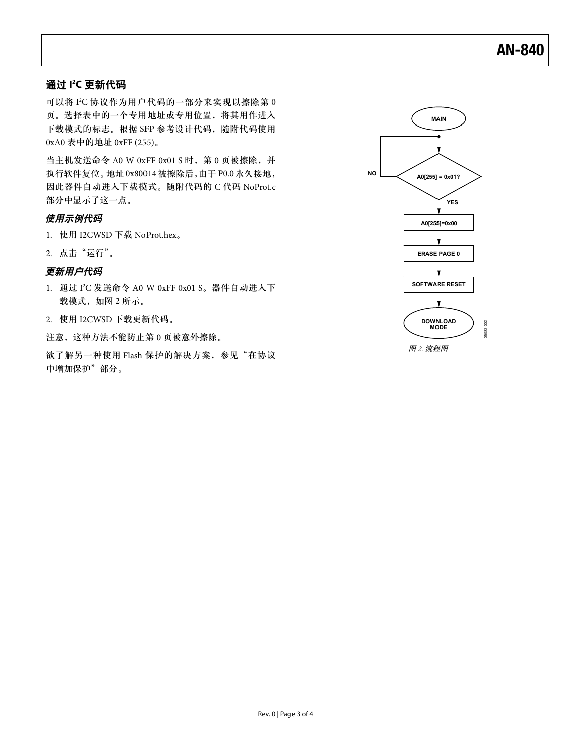## 通过 I²C 更新代码

可以将 I²C 协议作为用户代码的一部分来实现以擦除第 0 页。选择表中的一个专用地址或专用位置，将其用作进入下载模式的标志。根据 SFP 参考设计代码，随附代码使用 0xA0 表中的地址 0xFF (255)。

当主机发送命令 A0 W 0xFF 0x01 S 时，第 0 页被擦除，并执行软件复位。地址 0x80014 被擦除后，由于 P0.0 永久接地，因此器件自动进入下载模式。随附代码的 C 代码 NoProt.c 部分中显示了这一点。

### *使用示例代码*

1. 使用 I2CWSD 下载 NoProt.hex。
2. 点击“运行”。

### *更新用户代码*

1. 通过 I²C 发送命令 A0 W 0xFF 0x01 S。器件自动进入下载模式，如图 2 所示。
2. 使用 I2CWSD 下载更新代码。

注意，这种方法不能防止第 0 页被意外擦除。

欲了解另一种使用 Flash 保护的解决方案，参见“在协议中增加保护”部分。

MAIN → A0[255] = 0x01? (NO → 返回; YES ↓) → A0[255]=0x00 → ERASE PAGE 0 → SOFTWARE RESET → DOWNLOAD MODE

*图 2. 流程图*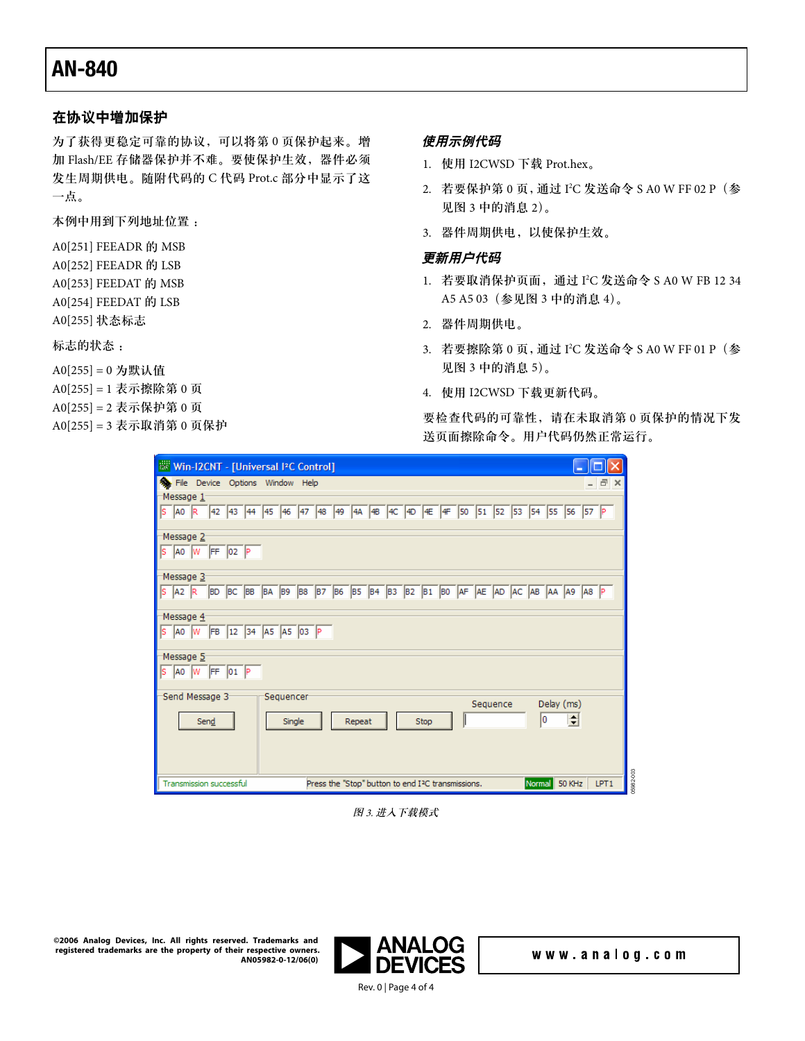## 在协议中增加保护

为了获得更稳定可靠的协议，可以将第 0 页保护起来。增加 Flash/EE 存储器保护并不难。要使保护生效，器件必须发生周期供电。随附代码的 C 代码 Prot.c 部分中显示了这一点。

本例中用到下列地址位置：

A0[251] FEEADR 的 MSB
A0[252] FEEADR 的 LSB
A0[253] FEEDAT 的 MSB
A0[254] FEEDAT 的 LSB
A0[255] 状态标志

标志的状态：

A0[255] = 0 为默认值
A0[255] = 1 表示擦除第 0 页
A0[255] = 2 表示保护第 0 页
A0[255] = 3 表示取消第 0 页保护

### *使用示例代码*

1. 使用 I2CWSD 下载 Prot.hex。
2. 若要保护第 0 页，通过 I²C 发送命令 S A0 W FF 02 P（参见图 3 中的消息 2）。
3. 器件周期供电，以使保护生效。

### *更新用户代码*

1. 若要取消保护页面，通过 I²C 发送命令 S A0 W FB 12 34 A5 A5 03（参见图 3 中的消息 4）。
2. 器件周期供电。
3. 若要擦除第 0 页，通过 I²C 发送命令 S A0 W FF 01 P（参见图 3 中的消息 5）。
4. 使用 I2CWSD 下载更新代码。

要检查代码的可靠性，请在未取消第 0 页保护的情况下发送页面擦除命令。用户代码仍然正常运行。

Win-I2CNT - [Universal I²C Control]
File Device Options Window Help
Message 1
S A0 R 42 43 44 45 46 47 48 49 4A 4B 4C 4D 4E 4F 50 51 52 53 54 55 56 57 P
Message 2
S A0 W FF 02 P
Message 3
S A2 R BD BC BB BA B9 B8 B7 B6 B5 B4 B3 B2 B1 B0 AF AE AD AC AB AA A9 A8 P
Message 4
S A0 W FB 12 34 A5 A5 03 P
Message 5
S A0 W FF 01 P
Send Message 3
Send
Sequencer
Single Repeat Stop
Sequence
Delay (ms)
0
Transmission successful
Press the "Stop" button to end I²C transmissions.
Normal 50 KHz LPT1
05982-003

*图 3. 进入下载模式*

©2006 Analog Devices, Inc. All rights reserved. Trademarks and registered trademarks are the property of their respective owners.
AN05982-0-12/06(0)